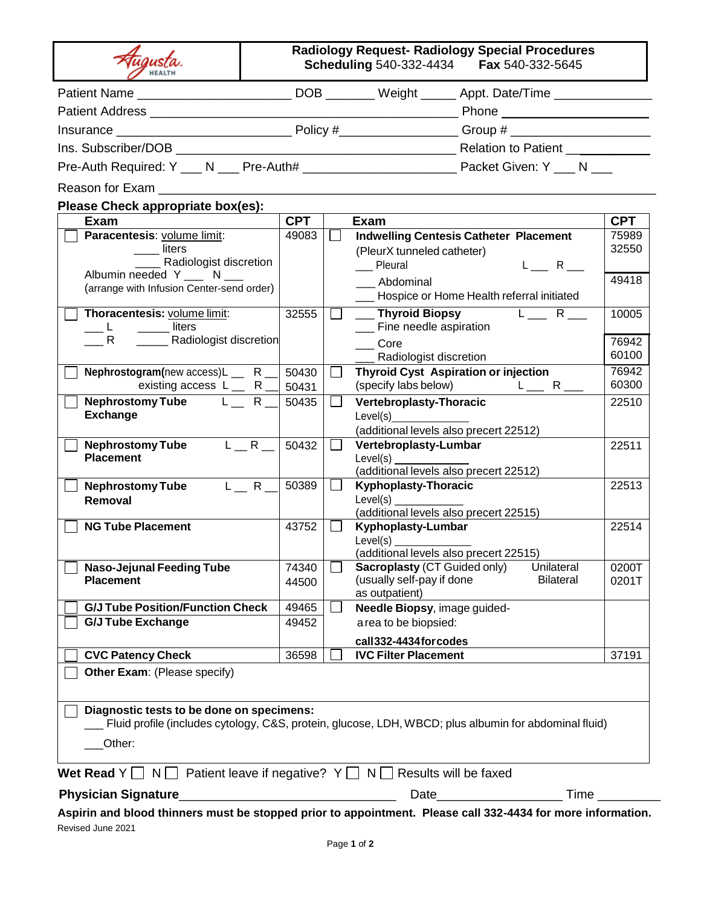Augusta HEALTH

# Radiology Request- Radiology Special Procedures

**Scheduling** 540-332-4434 **Fax** 540-332-5645

Patient Name ____________________ DOB _______ Weight _____ Appt. Date/Time _____________

Patient Address ________________________________________ Phone ____________________

Insurance ______________________ Policy #________________ Group # ___________________

Ins. Subscriber/DOB ______________________________________ Relation to Patient ___________

Pre-Auth Required: Y ___ N ___ Pre-Auth# ____________________ Packet Given: Y ___ N ___

Reason for Exam ____________________________________________________________

**Please Check appropriate box(es):**

| | Exam | CPT | | Exam | CPT |
|---|---|---|---|---|---|
| ☐ | **Paracentesis**: volume limit: ____ liters ____ Radiologist discretion Albumin needed Y ___ N ___ (arrange with Infusion Center-send order) | 49083 | ☐ | **Indwelling Centesis Catheter Placement** (PleurX tunneled catheter) ___ Pleural L ___ R ___ ___ Abdominal ___ Hospice or Home Health referral initiated | 75989 32550 49418 |
| ☐ | **Thoracentesis:** volume limit: ___ L _____ liters ___ R _____ Radiologist discretion | 32555 | ☐ | ___ **Thyroid Biopsy** L ___ R ___ ___ Fine needle aspiration ___ Core ___ Radiologist discretion | 10005 76942 60100 |
| ☐ | **Nephrostogram**(new access) L __ R __ existing access L __ R __ | 50430 50431 | ☐ | **Thyroid Cyst Aspiration or injection** (specify labs below) L ___ R ___ | 76942 60300 |
| ☐ | **Nephrostomy Tube Exchange** L __ R __ | 50435 | ☐ | **Vertebroplasty-Thoracic** Level(s)__________ (additional levels also precert 22512) | 22510 |
| ☐ | **Nephrostomy Tube Placement** L __ R __ | 50432 | ☐ | **Vertebroplasty-Lumbar** Level(s) __________ (additional levels also precert 22512) | 22511 |
| ☐ | **Nephrostomy Tube Removal** L __ R __ | 50389 | ☐ | **Kyphoplasty-Thoracic** Level(s) __________ (additional levels also precert 22515) | 22513 |
| ☐ | **NG Tube Placement** | 43752 | ☐ | **Kyphoplasty-Lumbar** Level(s) __________ (additional levels also precert 22515) | 22514 |
| ☐ | **Naso-Jejunal Feeding Tube Placement** | 74340 44500 | ☐ | **Sacroplasty** (CT Guided only) (usually self-pay if done as outpatient) Unilateral Bilateral | 0200T 0201T |
| ☐ ☐ | **G/J Tube Position/Function Check** **G/J Tube Exchange** | 49465 49452 | ☐ | **Needle Biopsy**, image guided- area to be biopsied: **call 332-4434 for codes** | |
| ☐ | **CVC Patency Check** | 36598 | ☐ | **IVC Filter Placement** | 37191 |

☐ **Other Exam**: (Please specify)

☐ **Diagnostic tests to be done on specimens:**
___ Fluid profile (includes cytology, C&S, protein, glucose, LDH, WBCD; plus albumin for abdominal fluid)
___Other:

**Wet Read** Y ☐ N ☐ Patient leave if negative? Y ☐ N ☐ Results will be faxed

**Physician Signature**______________________________ Date________________ Time _________

**Aspirin and blood thinners must be stopped prior to appointment. Please call 332-4434 for more information.**

Revised June 2021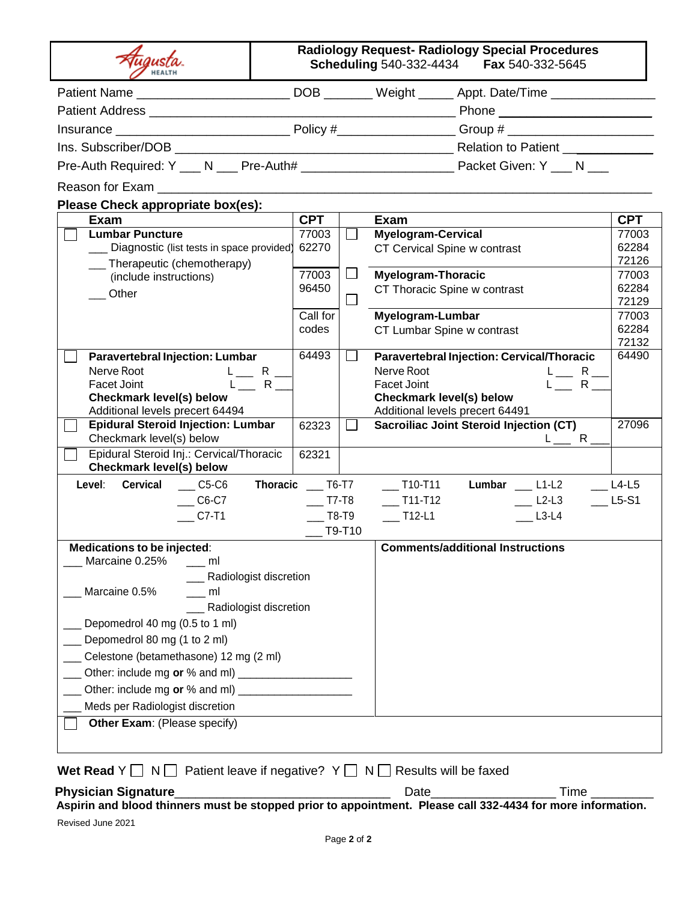**Augusta HEALTH**

# Radiology Request- Radiology Special Procedures

**Scheduling** 540-332-4434 **Fax** 540-332-5645

Patient Name _____________________ DOB _______ Weight _____ Appt. Date/Time _______________

Patient Address ___________________________________________ Phone _____________________

Insurance _________________________ Policy #________________ Group # ____________________

Ins. Subscriber/DOB _______________________________________ Relation to Patient ___________

Pre-Auth Required: Y ___ N ___ Pre-Auth# ____________________ Packet Given: Y ___ N ___

Reason for Exam ________________________________________________________________________

**Please Check appropriate box(es):**

| | Exam | CPT | | Exam | CPT |
|---|---|---|---|---|---|
| ☐ | **Lumbar Puncture**<br>___ Diagnostic (list tests in space provided) | 77003<br>62270 | ☐ | **Myelogram-Cervical**<br>CT Cervical Spine w contrast | 77003<br>62284<br>72126 |
| | ___ Therapeutic (chemotherapy) (include instructions)<br>___ Other | 77003<br>96450 | ☐<br>☐ | **Myelogram-Thoracic**<br>CT Thoracic Spine w contrast | 77003<br>62284<br>72129 |
| | | Call for codes | | **Myelogram-Lumbar**<br>CT Lumbar Spine w contrast | 77003<br>62284<br>72132 |
| ☐ | **Paravertebral Injection: Lumbar**<br>Nerve Root L ___ R ___<br>Facet Joint L ___ R ___<br>**Checkmark level(s) below**<br>Additional levels precert 64494 | 64493 | ☐ | **Paravertebral Injection: Cervical/Thoracic**<br>Nerve Root L ___ R ___<br>Facet Joint L ___ R ___<br>**Checkmark level(s) below**<br>Additional levels precert 64491 | 64490 |
| ☐ | **Epidural Steroid Injection: Lumbar**<br>Checkmark level(s) below | 62323 | ☐ | **Sacroiliac Joint Steroid Injection (CT)**<br>L ___ R ___ | 27096 |
| ☐ | Epidural Steroid Inj.: Cervical/Thoracic<br>**Checkmark level(s) below** | 62321 | | | |

**Level:**

| **Cervical** | **Thoracic** | | **Lumbar** | |
|---|---|---|---|---|
| ___ C5-C6 | ___ T6-T7 | ___ T10-T11 | ___ L1-L2 | ___ L4-L5 |
| ___ C6-C7 | ___ T7-T8 | ___ T11-T12 | ___ L2-L3 | ___ L5-S1 |
| ___ C7-T1 | ___ T8-T9 | ___ T12-L1 | ___ L3-L4 | |
| | ___ T9-T10 | | | |

**Medications to be injected**:

___ Marcaine 0.25% ___ ml
___ Radiologist discretion

___ Marcaine 0.5% ___ ml
___ Radiologist discretion

___ Depomedrol 40 mg (0.5 to 1 ml)

___ Depomedrol 80 mg (1 to 2 ml)

___ Celestone (betamethasone) 12 mg (2 ml)

___ Other: include mg **or** % and ml) __________________

___ Other: include mg **or** % and ml) __________________

___ Meds per Radiologist discretion

**Comments/additional Instructions**

☐ **Other Exam**: (Please specify)

**Wet Read** Y ☐ N ☐ Patient leave if negative? Y ☐ N ☐ Results will be faxed

**Physician Signature**_______________________________ Date_________________ Time _________

**Aspirin and blood thinners must be stopped prior to appointment. Please call 332-4434 for more information.**

Revised June 2021